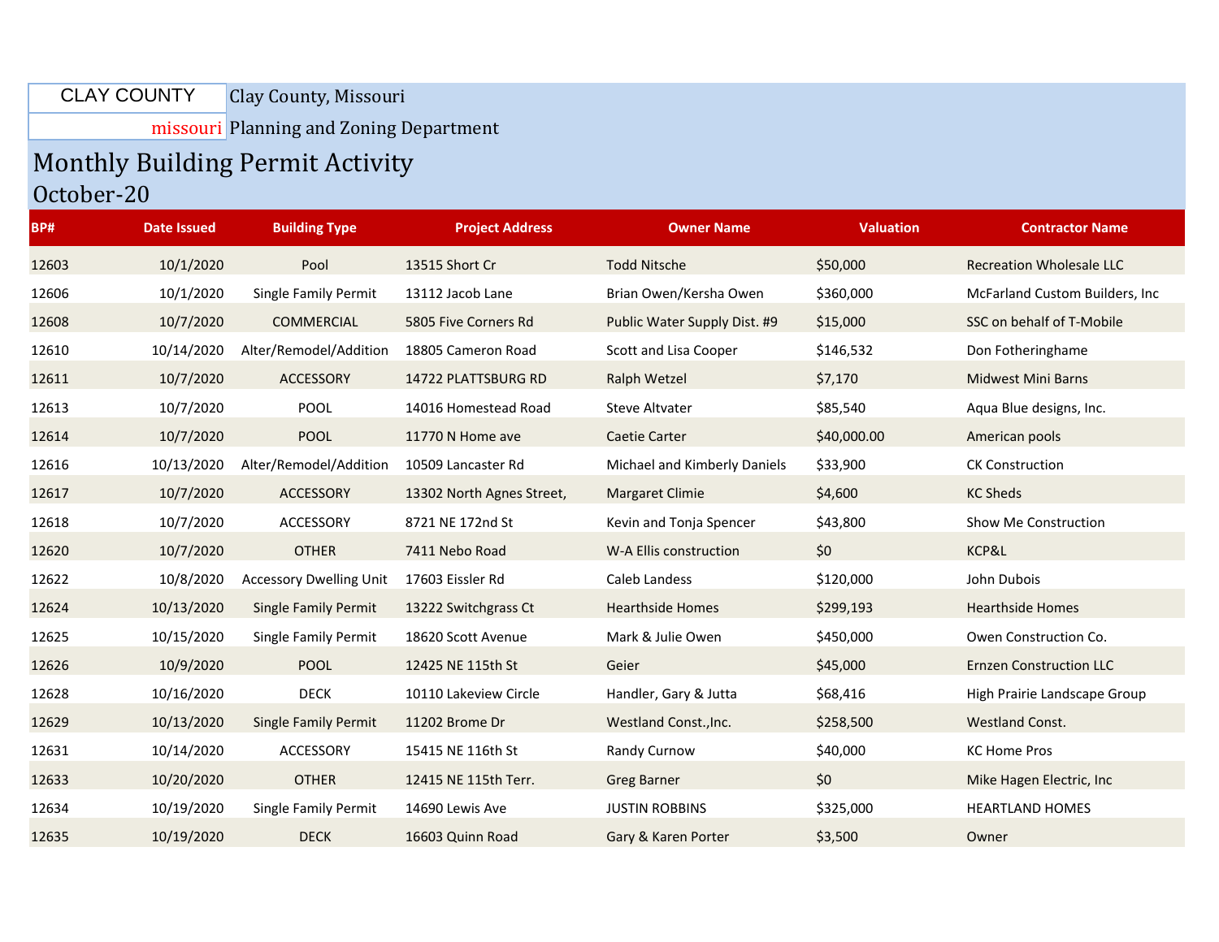CLAY COUNTY missouri

Clay County, Missouri

Planning and Zoning Department

# Monthly Building Permit Activity

## October-20

| BP# | Date Issued | Building Type | Project Address | Owner Name | Valuation | Contractor Name |
|---|---|---|---|---|---|---|
| 12603 | 10/1/2020 | Pool | 13515 Short Cr | Todd Nitsche | $50,000 | Recreation Wholesale LLC |
| 12606 | 10/1/2020 | Single Family Permit | 13112 Jacob Lane | Brian Owen/Kersha Owen | $360,000 | McFarland Custom Builders, Inc |
| 12608 | 10/7/2020 | COMMERCIAL | 5805 Five Corners Rd | Public Water Supply Dist. #9 | $15,000 | SSC on behalf of T-Mobile |
| 12610 | 10/14/2020 | Alter/Remodel/Addition | 18805 Cameron Road | Scott and Lisa Cooper | $146,532 | Don Fotheringhame |
| 12611 | 10/7/2020 | ACCESSORY | 14722 PLATTSBURG RD | Ralph Wetzel | $7,170 | Midwest Mini Barns |
| 12613 | 10/7/2020 | POOL | 14016 Homestead Road | Steve Altvater | $85,540 | Aqua Blue designs, Inc. |
| 12614 | 10/7/2020 | POOL | 11770 N Home ave | Caetie Carter | $40,000.00 | American pools |
| 12616 | 10/13/2020 | Alter/Remodel/Addition | 10509 Lancaster Rd | Michael and Kimberly Daniels | $33,900 | CK Construction |
| 12617 | 10/7/2020 | ACCESSORY | 13302 North Agnes Street, | Margaret Climie | $4,600 | KC Sheds |
| 12618 | 10/7/2020 | ACCESSORY | 8721 NE 172nd St | Kevin and Tonja Spencer | $43,800 | Show Me Construction |
| 12620 | 10/7/2020 | OTHER | 7411 Nebo Road | W-A Ellis construction | $0 | KCP&L |
| 12622 | 10/8/2020 | Accessory Dwelling Unit | 17603 Eissler Rd | Caleb Landess | $120,000 | John Dubois |
| 12624 | 10/13/2020 | Single Family Permit | 13222 Switchgrass Ct | Hearthside Homes | $299,193 | Hearthside Homes |
| 12625 | 10/15/2020 | Single Family Permit | 18620 Scott Avenue | Mark & Julie Owen | $450,000 | Owen Construction Co. |
| 12626 | 10/9/2020 | POOL | 12425 NE 115th St | Geier | $45,000 | Ernzen Construction LLC |
| 12628 | 10/16/2020 | DECK | 10110 Lakeview Circle | Handler, Gary & Jutta | $68,416 | High Prairie Landscape Group |
| 12629 | 10/13/2020 | Single Family Permit | 11202 Brome Dr | Westland Const.,Inc. | $258,500 | Westland Const. |
| 12631 | 10/14/2020 | ACCESSORY | 15415 NE 116th St | Randy Curnow | $40,000 | KC Home Pros |
| 12633 | 10/20/2020 | OTHER | 12415 NE 115th Terr. | Greg Barner | $0 | Mike Hagen Electric, Inc |
| 12634 | 10/19/2020 | Single Family Permit | 14690 Lewis Ave | JUSTIN ROBBINS | $325,000 | HEARTLAND HOMES |
| 12635 | 10/19/2020 | DECK | 16603 Quinn Road | Gary & Karen Porter | $3,500 | Owner |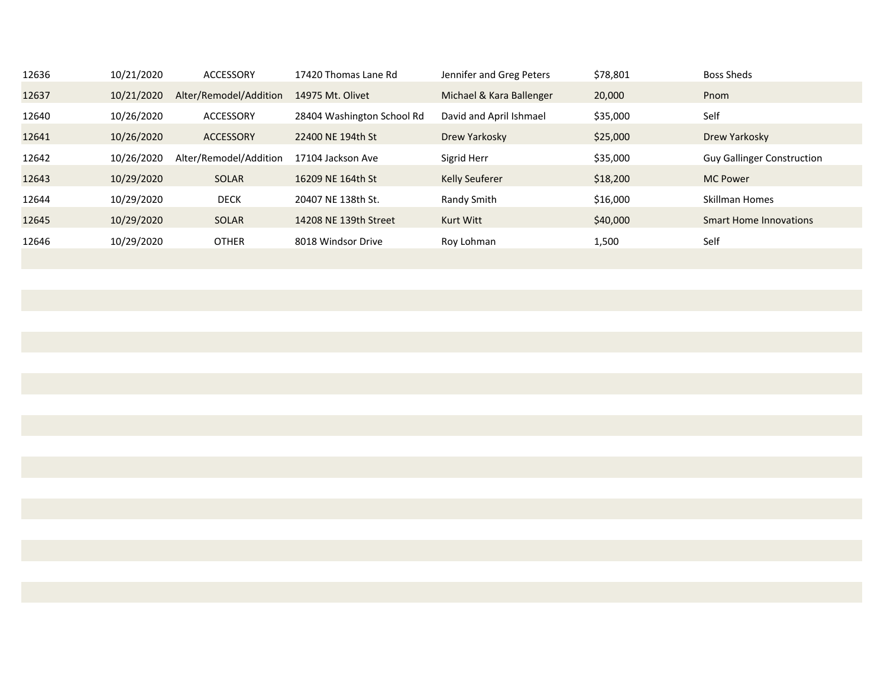| | | | | | | |
|---|---|---|---|---|---|---|
| 12636 | 10/21/2020 | ACCESSORY | 17420 Thomas Lane Rd | Jennifer and Greg Peters | $78,801 | Boss Sheds |
| 12637 | 10/21/2020 | Alter/Remodel/Addition | 14975 Mt. Olivet | Michael & Kara Ballenger | 20,000 | Pnom |
| 12640 | 10/26/2020 | ACCESSORY | 28404 Washington School Rd | David and April Ishmael | $35,000 | Self |
| 12641 | 10/26/2020 | ACCESSORY | 22400 NE 194th St | Drew Yarkosky | $25,000 | Drew Yarkosky |
| 12642 | 10/26/2020 | Alter/Remodel/Addition | 17104 Jackson Ave | Sigrid Herr | $35,000 | Guy Gallinger Construction |
| 12643 | 10/29/2020 | SOLAR | 16209 NE 164th St | Kelly Seuferer | $18,200 | MC Power |
| 12644 | 10/29/2020 | DECK | 20407 NE 138th St. | Randy Smith | $16,000 | Skillman Homes |
| 12645 | 10/29/2020 | SOLAR | 14208 NE 139th Street | Kurt Witt | $40,000 | Smart Home Innovations |
| 12646 | 10/29/2020 | OTHER | 8018 Windsor Drive | Roy Lohman | 1,500 | Self |